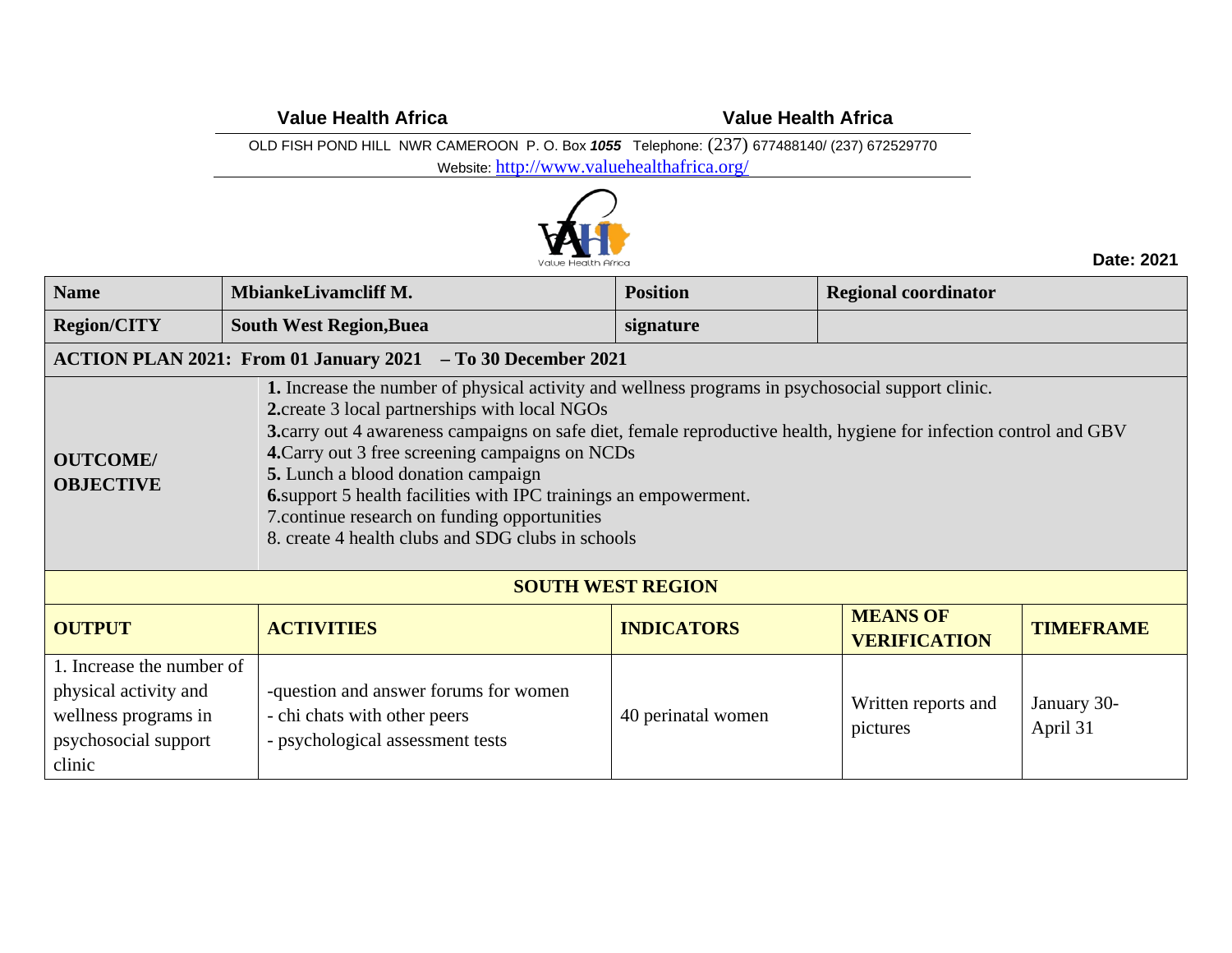**Value Health Africa** **Value Health Africa**

OLD FISH POND HILL NWR CAMEROON P. O. Box ***1055*** Telephone: (237) 677488140/ (237) 672529770

Website: http://www.valuehealthafrica.org/

**Date: 2021**

| **Name** | **MbiankeLivamcliff M.** | **Position** | **Regional coordinator** |
|---|---|---|---|
| **Region/CITY** | **South West Region,Buea** | **signature** | |

**ACTION PLAN 2021: From 01 January 2021 – To 30 December 2021**

**OUTCOME/ OBJECTIVE**

**1.** Increase the number of physical activity and wellness programs in psychosocial support clinic.
**2.**create 3 local partnerships with local NGOs
**3.**carry out 4 awareness campaigns on safe diet, female reproductive health, hygiene for infection control and GBV
**4.**Carry out 3 free screening campaigns on NCDs
**5.** Lunch a blood donation campaign
**6.**support 5 health facilities with IPC trainings an empowerment.
7.continue research on funding opportunities
8. create 4 health clubs and SDG clubs in schools

**SOUTH WEST REGION**

| **OUTPUT** | **ACTIVITIES** | **INDICATORS** | **MEANS OF VERIFICATION** | **TIMEFRAME** |
|---|---|---|---|---|
| 1. Increase the number of physical activity and wellness programs in psychosocial support clinic | -question and answer forums for women<br>- chi chats with other peers<br>- psychological assessment tests | 40 perinatal women | Written reports and pictures | January 30-April 31 |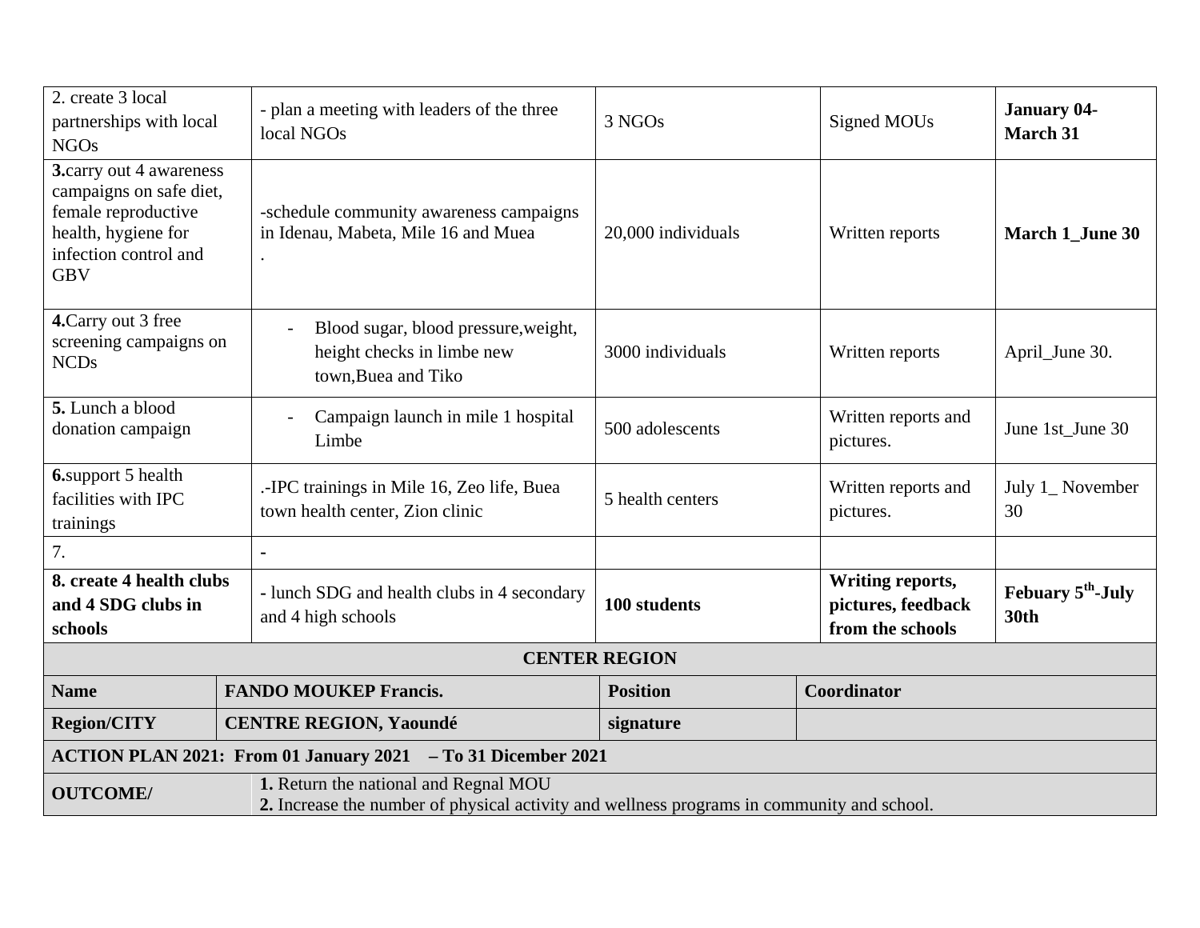| | | | | |
|---|---|---|---|---|
| 2. create 3 local partnerships with local NGOs | - plan a meeting with leaders of the three local NGOs | 3 NGOs | Signed MOUs | **January 04-March 31** |
| **3.**carry out 4 awareness campaigns on safe diet, female reproductive health, hygiene for infection control and GBV | -schedule community awareness campaigns in Idenau, Mabeta, Mile 16 and Muea . | 20,000 individuals | Written reports | **March 1_June 30** |
| **4.**Carry out 3 free screening campaigns on NCDs | - Blood sugar, blood pressure,weight, height checks in limbe new town,Buea and Tiko | 3000 individuals | Written reports | April_June 30. |
| **5.** Lunch a blood donation campaign | - Campaign launch in mile 1 hospital Limbe | 500 adolescents | Written reports and pictures. | June 1st_June 30 |
| **6.**support 5 health facilities with IPC trainings | .-IPC trainings in Mile 16, Zeo life, Buea town health center, Zion clinic | 5 health centers | Written reports and pictures. | July 1_ November 30 |
| 7. | - | | | |
| **8. create 4 health clubs and 4 SDG clubs in schools** | **-** lunch SDG and health clubs in 4 secondary and 4 high schools | **100 students** | **Writing reports, pictures, feedback from the schools** | **Febuary 5th-July 30th** |

| **CENTER REGION** | | | |
|---|---|---|---|
| **Name** | **FANDO MOUKEP Francis.** | **Position** | **Coordinator** |
| **Region/CITY** | **CENTRE REGION, Yaoundé** | **signature** | |
| **ACTION PLAN 2021: From 01 January 2021 – To 31 Dicember 2021** | | | |
| **OUTCOME/** | **1.** Return the national and Regnal MOU<br>**2.** Increase the number of physical activity and wellness programs in community and school. | | |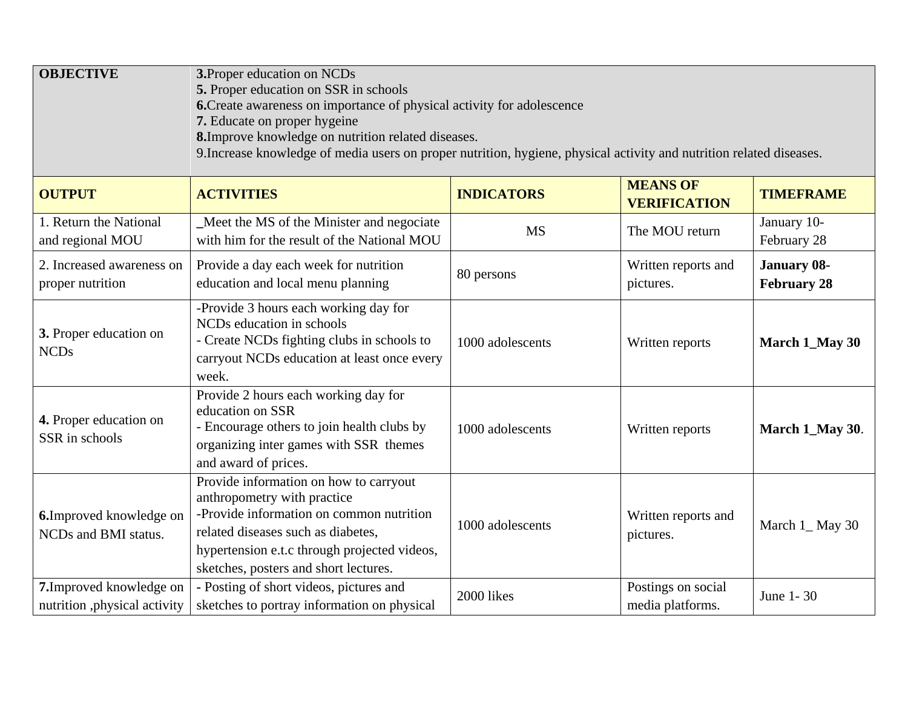| **OBJECTIVE** | **3.**Proper education on NCDs<br>**5.** Proper education on SSR in schools<br>**6.**Create awareness on importance of physical activity for adolescence<br>**7.** Educate on proper hygeine<br>**8.**Improve knowledge on nutrition related diseases.<br>9.Increase knowledge of media users on proper nutrition, hygiene, physical activity and nutrition related diseases. | | | |
|---|---|---|---|---|
| **OUTPUT** | **ACTIVITIES** | **INDICATORS** | **MEANS OF VERIFICATION** | **TIMEFRAME** |
| 1. Return the National and regional MOU | _Meet the MS of the Minister and negociate with him for the result of the National MOU | MS | The MOU return | January 10-February 28 |
| 2. Increased awareness on proper nutrition | Provide a day each week for nutrition education and local menu planning | 80 persons | Written reports and pictures. | **January 08-February 28** |
| **3.** Proper education on NCDs | -Provide 3 hours each working day for NCDs education in schools<br>- Create NCDs fighting clubs in schools to carryout NCDs education at least once every week. | 1000 adolescents | Written reports | **March 1_May 30** |
| **4.** Proper education on SSR in schools | Provide 2 hours each working day for education on SSR<br>- Encourage others to join health clubs by organizing inter games with SSR themes and award of prices. | 1000 adolescents | Written reports | **March 1_May 30**. |
| **6.**Improved knowledge on NCDs and BMI status. | Provide information on how to carryout anthropometry with practice<br>-Provide information on common nutrition related diseases such as diabetes, hypertension e.t.c through projected videos, sketches, posters and short lectures. | 1000 adolescents | Written reports and pictures. | March 1_ May 30 |
| **7.**Improved knowledge on nutrition ,physical activity | **-** Posting of short videos, pictures and sketches to portray information on physical | 2000 likes | Postings on social media platforms. | June 1- 30 |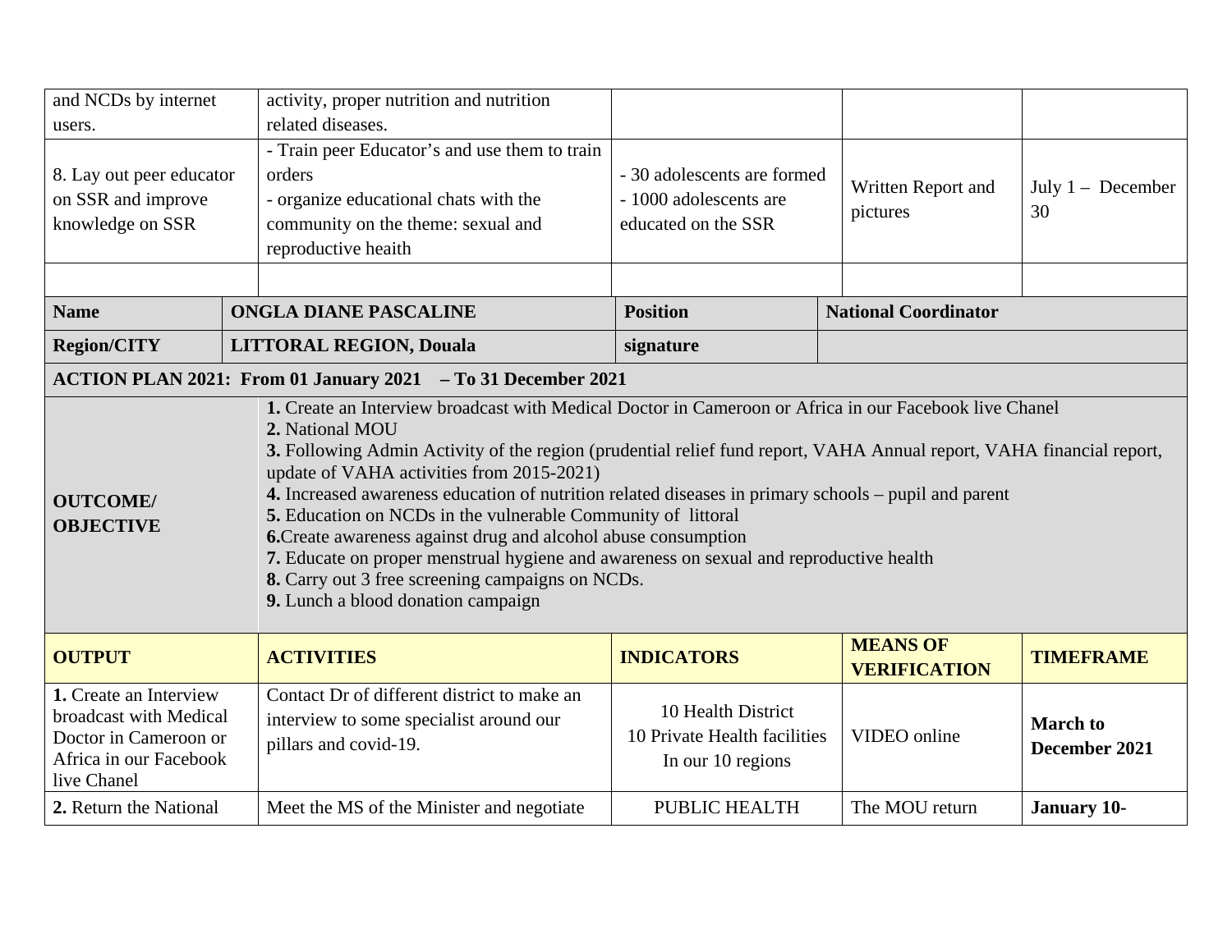| | | | | |
|---|---|---|---|---|
| and NCDs by internet users. | activity, proper nutrition and nutrition related diseases. | | | |
| 8. Lay out peer educator on SSR and improve knowledge on SSR | - Train peer Educator's and use them to train orders<br>- organize educational chats with the community on the theme: sexual and reproductive heaith | - 30 adolescents are formed<br>- 1000 adolescents are educated on the SSR | Written Report and pictures | July 1 – December 30 |
| | | | | |

| **Name** | **ONGLA DIANE PASCALINE** | **Position** | **National Coordinator** |
|---|---|---|---|
| **Region/CITY** | **LITTORAL REGION, Douala** | **signature** | |

**ACTION PLAN 2021: From 01 January 2021 – To 31 December 2021**

| | |
|---|---|
| **OUTCOME/ OBJECTIVE** | **1.** Create an Interview broadcast with Medical Doctor in Cameroon or Africa in our Facebook live Chanel<br>**2.** National MOU<br>**3.** Following Admin Activity of the region (prudential relief fund report, VAHA Annual report, VAHA financial report, update of VAHA activities from 2015-2021)<br>**4.** Increased awareness education of nutrition related diseases in primary schools – pupil and parent<br>**5.** Education on NCDs in the vulnerable Community of littoral<br>**6.**Create awareness against drug and alcohol abuse consumption<br>**7.** Educate on proper menstrual hygiene and awareness on sexual and reproductive health<br>**8.** Carry out 3 free screening campaigns on NCDs.<br>**9.** Lunch a blood donation campaign |

| **OUTPUT** | **ACTIVITIES** | **INDICATORS** | **MEANS OF VERIFICATION** | **TIMEFRAME** |
|---|---|---|---|---|
| **1.** Create an Interview broadcast with Medical Doctor in Cameroon or Africa in our Facebook live Chanel | Contact Dr of different district to make an interview to some specialist around our pillars and covid-19. | 10 Health District<br>10 Private Health facilities<br>In our 10 regions | VIDEO online | **March to December 2021** |
| **2.** Return the National | Meet the MS of the Minister and negotiate | PUBLIC HEALTH | The MOU return | **January 10-** |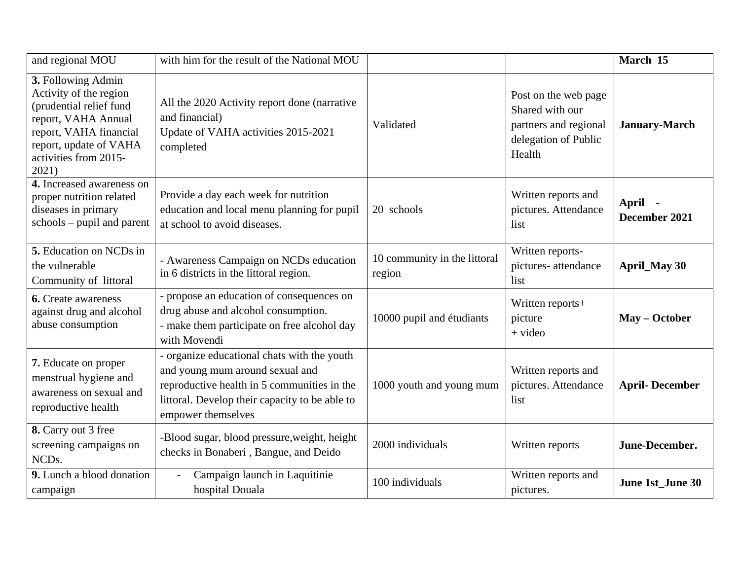| and regional MOU | with him for the result of the National MOU | | | **March 15** |
|---|---|---|---|---|
| **3.** Following Admin Activity of the region (prudential relief fund report, VAHA Annual report, VAHA financial report, update of VAHA activities from 2015-2021) | All the 2020 Activity report done (narrative and financial)<br>Update of VAHA activities 2015-2021 completed | Validated | Post on the web page Shared with our partners and regional delegation of Public Health | **January-March** |
| **4.** Increased awareness on proper nutrition related diseases in primary schools – pupil and parent | Provide a day each week for nutrition education and local menu planning for pupil at school to avoid diseases. | 20 schools | Written reports and pictures. Attendance list | **April - December 2021** |
| **5.** Education on NCDs in the vulnerable Community of littoral | - Awareness Campaign on NCDs education in 6 districts in the littoral region. | 10 community in the littoral region | Written reports-pictures- attendance list | **April_May 30** |
| **6.** Create awareness against drug and alcohol abuse consumption | - propose an education of consequences on drug abuse and alcohol consumption.<br>- make them participate on free alcohol day with Movendi | 10000 pupil and étudiants | Written reports+ picture<br>+ video | **May – October** |
| **7.** Educate on proper menstrual hygiene and awareness on sexual and reproductive health | - organize educational chats with the youth and young mum around sexual and reproductive health in 5 communities in the littoral. Develop their capacity to be able to empower themselves | 1000 youth and young mum | Written reports and pictures. Attendance list | **April- December** |
| **8.** Carry out 3 free screening campaigns on NCDs. | -Blood sugar, blood pressure,weight, height checks in Bonaberi , Bangue, and Deido | 2000 individuals | Written reports | **June-December.** |
| **9.** Lunch a blood donation campaign | - Campaign launch in Laquitinie hospital Douala | 100 individuals | Written reports and pictures. | **June 1st_June 30** |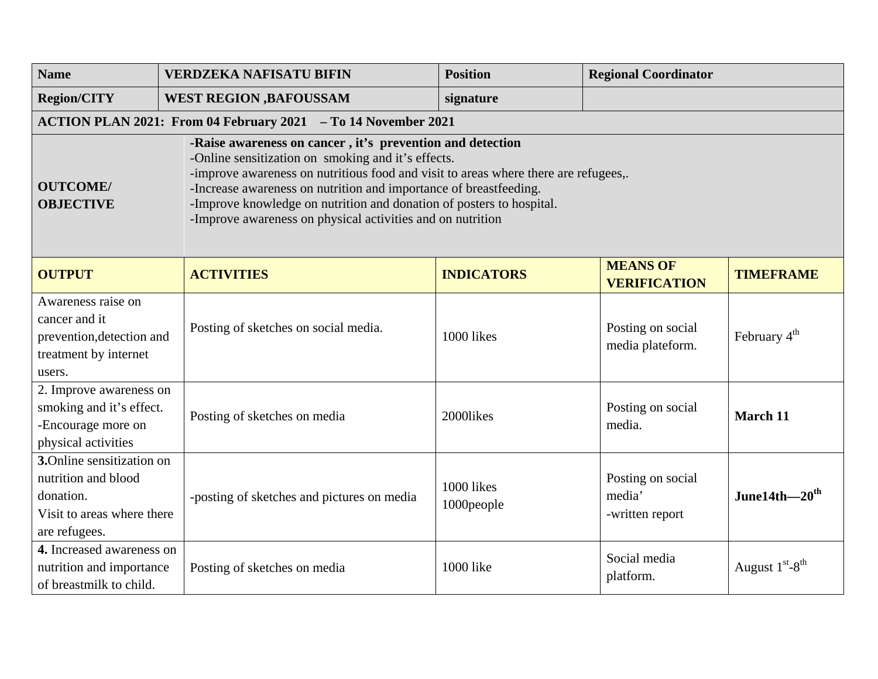| **Name** | **VERDZEKA NAFISATU BIFIN** | **Position** | **Regional Coordinator** | |
|---|---|---|---|---|
| **Region/CITY** | **WEST REGION ,BAFOUSSAM** | **signature** | | |
| **ACTION PLAN 2021: From 04 February 2021 – To 14 November 2021** | | | | |
| **OUTCOME/ OBJECTIVE** | **-Raise awareness on cancer , it's prevention and detection**<br>-Online sensitization on smoking and it's effects.<br>-improve awareness on nutritious food and visit to areas where there are refugees,.<br>-Increase awareness on nutrition and importance of breastfeeding.<br>-Improve knowledge on nutrition and donation of posters to hospital.<br>-Improve awareness on physical activities and on nutrition | | | |
| **OUTPUT** | **ACTIVITIES** | **INDICATORS** | **MEANS OF VERIFICATION** | **TIMEFRAME** |
| Awareness raise on cancer and it prevention,detection and treatment by internet users. | Posting of sketches on social media. | 1000 likes | Posting on social media plateform. | February 4th |
| 2. Improve awareness on smoking and it's effect.<br>-Encourage more on physical activities | Posting of sketches on media | 2000likes | Posting on social media. | **March 11** |
| **3.**Online sensitization on nutrition and blood donation.<br>Visit to areas where there are refugees. | -posting of sketches and pictures on media | 1000 likes<br>1000people | Posting on social media'<br>-written report | **June14th—20th** |
| **4.** Increased awareness on nutrition and importance of breastmilk to child. | Posting of sketches on media | 1000 like | Social media platform. | August 1st-8th |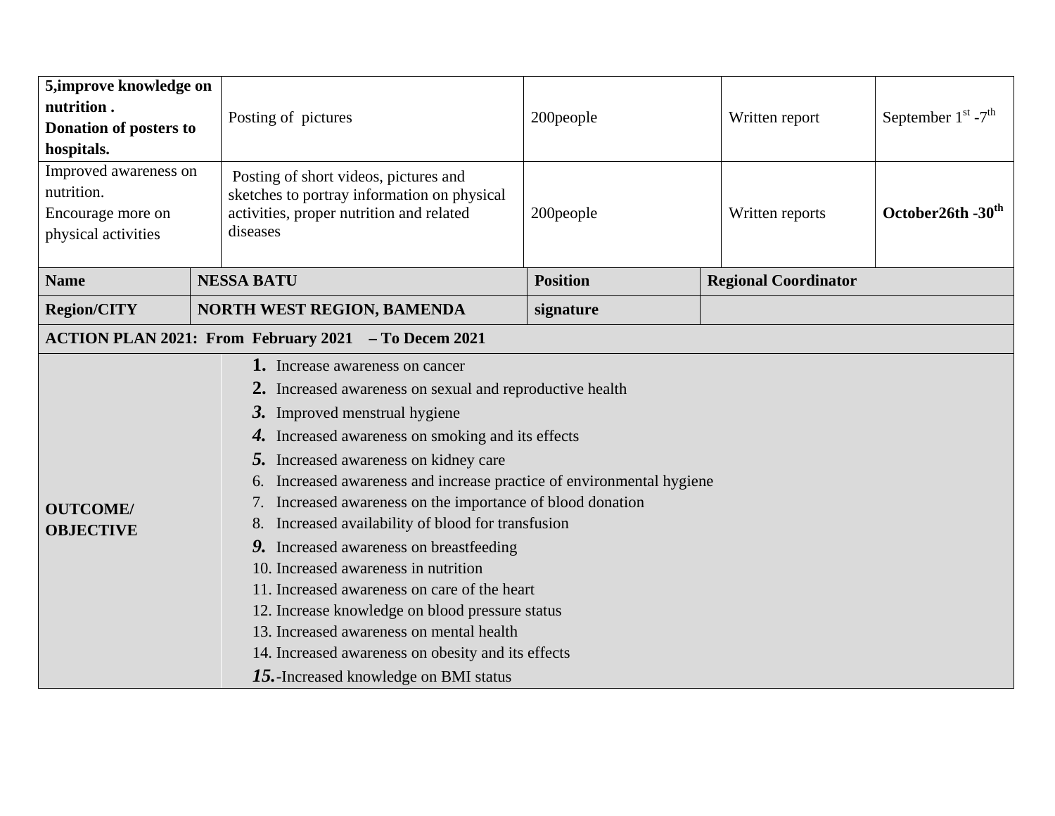| | | | | |
|---|---|---|---|---|
| **5,improve knowledge on nutrition .**<br>**Donation of posters to hospitals.** | Posting of pictures | 200people | Written report | September 1st -7th |
| Improved awareness on nutrition.<br>Encourage more on physical activities | Posting of short videos, pictures and sketches to portray information on physical activities, proper nutrition and related diseases | 200people | Written reports | **October26th -30th** |

| | | | |
|---|---|---|---|
| **Name** | **NESSA BATU** | **Position** | **Regional Coordinator** |
| **Region/CITY** | **NORTH WEST REGION, BAMENDA** | **signature** | |
| **ACTION PLAN 2021: From February 2021 – To Decem 2021** | | | |
| **OUTCOME/ OBJECTIVE** | 1. Increase awareness on cancer<br>2. Increased awareness on sexual and reproductive health<br>3. Improved menstrual hygiene<br>4. Increased awareness on smoking and its effects<br>5. Increased awareness on kidney care<br>6. Increased awareness and increase practice of environmental hygiene<br>7. Increased awareness on the importance of blood donation<br>8. Increased availability of blood for transfusion<br>9. Increased awareness on breastfeeding<br>10. Increased awareness in nutrition<br>11. Increased awareness on care of the heart<br>12. Increase knowledge on blood pressure status<br>13. Increased awareness on mental health<br>14. Increased awareness on obesity and its effects<br>15.-Increased knowledge on BMI status | | |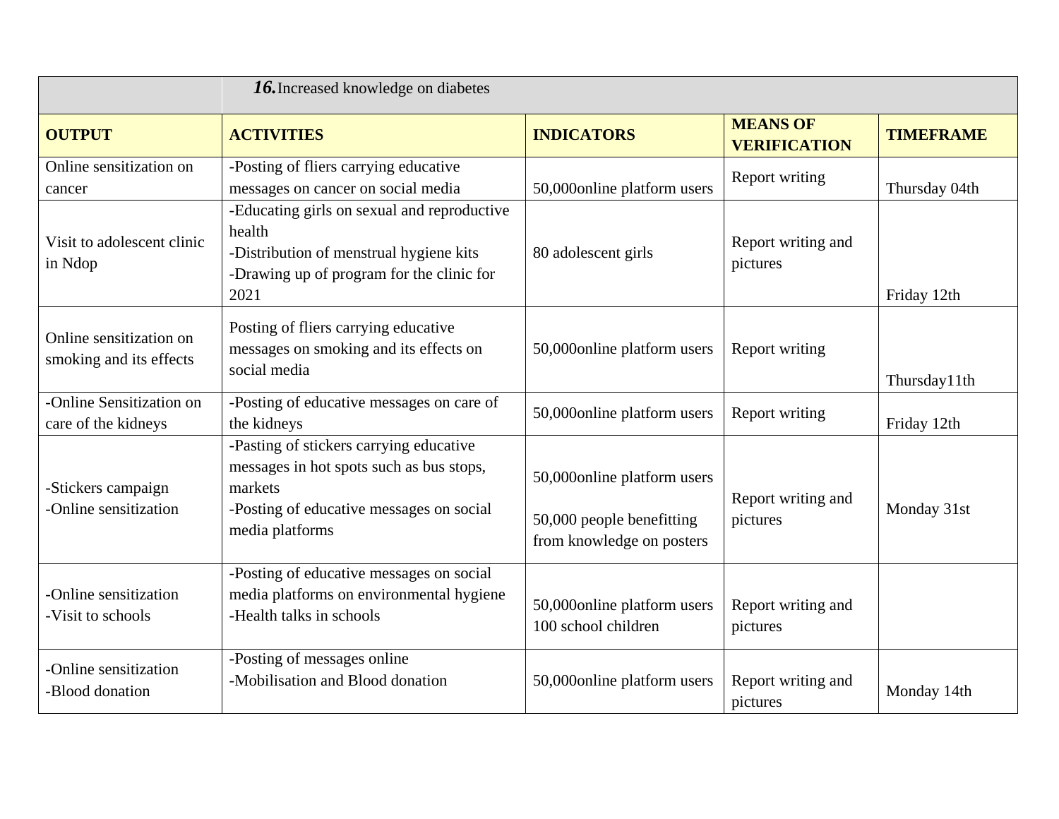| | ***16.*** Increased knowledge on diabetes | | | |
|---|---|---|---|---|
| **OUTPUT** | **ACTIVITIES** | **INDICATORS** | **MEANS OF VERIFICATION** | **TIMEFRAME** |
| Online sensitization on cancer | -Posting of fliers carrying educative messages on cancer on social media | 50,000online platform users | Report writing | Thursday 04th |
| Visit to adolescent clinic in Ndop | -Educating girls on sexual and reproductive health<br>-Distribution of menstrual hygiene kits<br>-Drawing up of program for the clinic for 2021 | 80 adolescent girls | Report writing and pictures | Friday 12th |
| Online sensitization on smoking and its effects | Posting of fliers carrying educative messages on smoking and its effects on social media | 50,000online platform users | Report writing | Thursday11th |
| -Online Sensitization on care of the kidneys | -Posting of educative messages on care of the kidneys | 50,000online platform users | Report writing | Friday 12th |
| -Stickers campaign<br>-Online sensitization | -Pasting of stickers carrying educative messages in hot spots such as bus stops, markets<br>-Posting of educative messages on social media platforms | 50,000online platform users<br><br>50,000 people benefitting from knowledge on posters | Report writing and pictures | Monday 31st |
| -Online sensitization<br>-Visit to schools | -Posting of educative messages on social media platforms on environmental hygiene<br>-Health talks in schools | 50,000online platform users<br>100 school children | Report writing and pictures | |
| -Online sensitization<br>-Blood donation | -Posting of messages online<br>-Mobilisation and Blood donation | 50,000online platform users | Report writing and pictures | Monday 14th |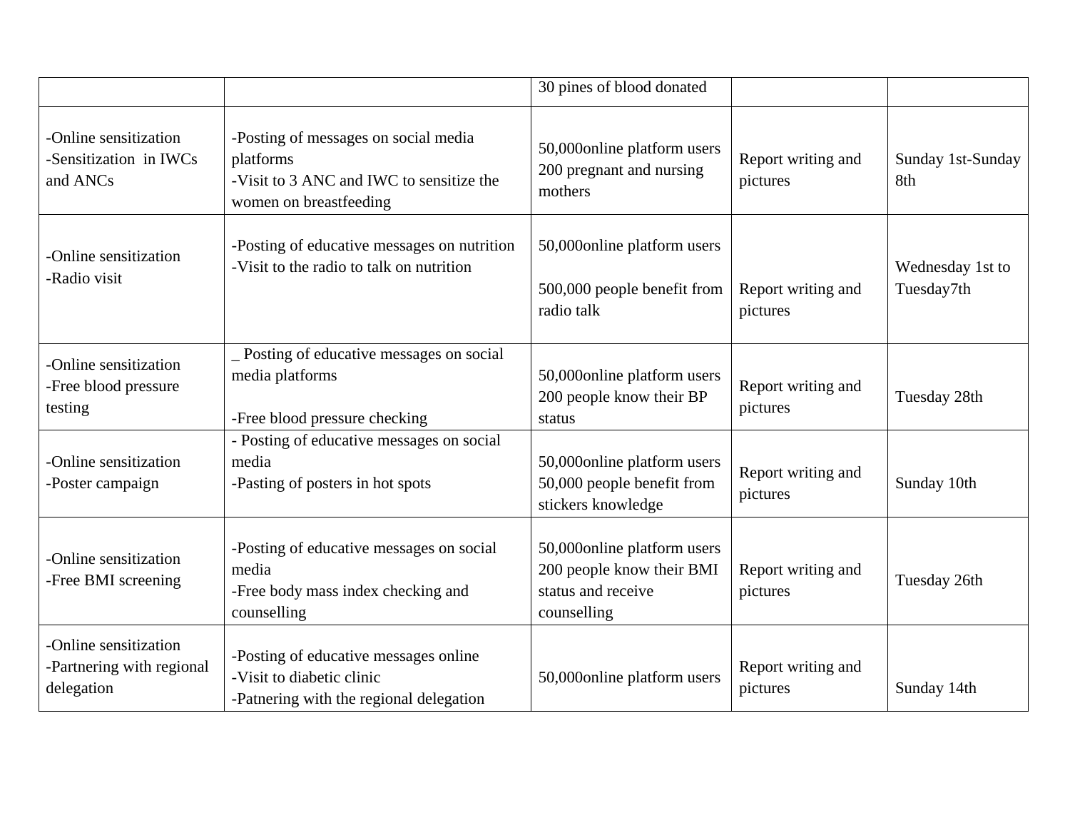| | | | | |
|---|---|---|---|---|
| | | 30 pines of blood donated | | |
| -Online sensitization<br>-Sensitization in IWCs and ANCs | -Posting of messages on social media platforms<br>-Visit to 3 ANC and IWC to sensitize the women on breastfeeding | 50,000online platform users<br>200 pregnant and nursing mothers | Report writing and pictures | Sunday 1st-Sunday 8th |
| -Online sensitization<br>-Radio visit | -Posting of educative messages on nutrition<br>-Visit to the radio to talk on nutrition | 50,000online platform users<br><br>500,000 people benefit from radio talk | Report writing and pictures | Wednesday 1st to Tuesday7th |
| -Online sensitization<br>-Free blood pressure testing | _ Posting of educative messages on social media platforms<br><br>-Free blood pressure checking | 50,000online platform users<br>200 people know their BP status | Report writing and pictures | Tuesday 28th |
| -Online sensitization<br>-Poster campaign | - Posting of educative messages on social media<br>-Pasting of posters in hot spots | 50,000online platform users<br>50,000 people benefit from stickers knowledge | Report writing and pictures | Sunday 10th |
| -Online sensitization<br>-Free BMI screening | -Posting of educative messages on social media<br>-Free body mass index checking and counselling | 50,000online platform users<br>200 people know their BMI status and receive counselling | Report writing and pictures | Tuesday 26th |
| -Online sensitization<br>-Partnering with regional delegation | -Posting of educative messages online<br>-Visit to diabetic clinic<br>-Patnering with the regional delegation | 50,000online platform users | Report writing and pictures | Sunday 14th |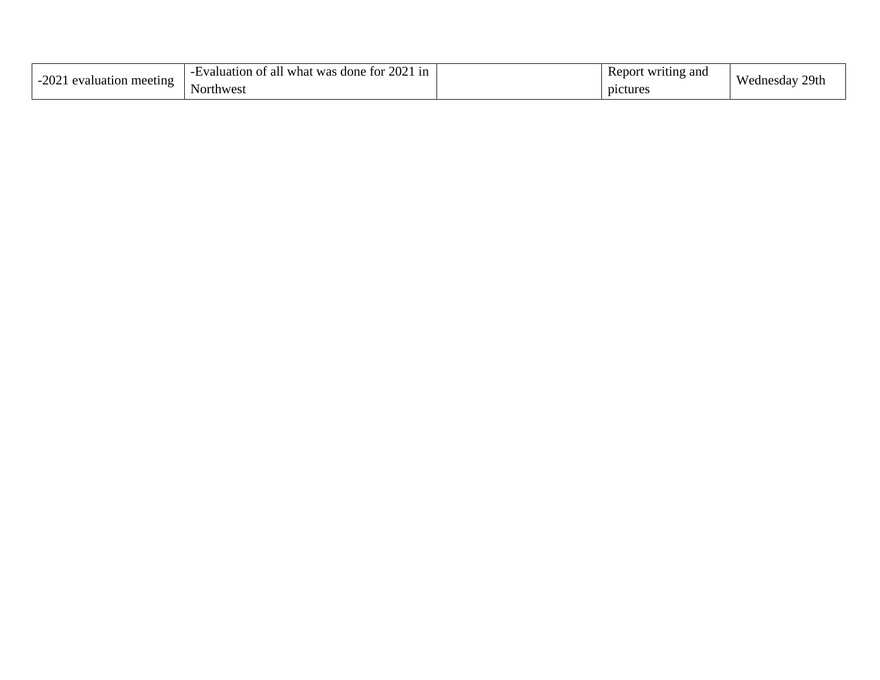| | | | | |
|---|---|---|---|---|
| -2021 evaluation meeting | -Evaluation of all what was done for 2021 in Northwest | | Report writing and pictures | Wednesday 29th |